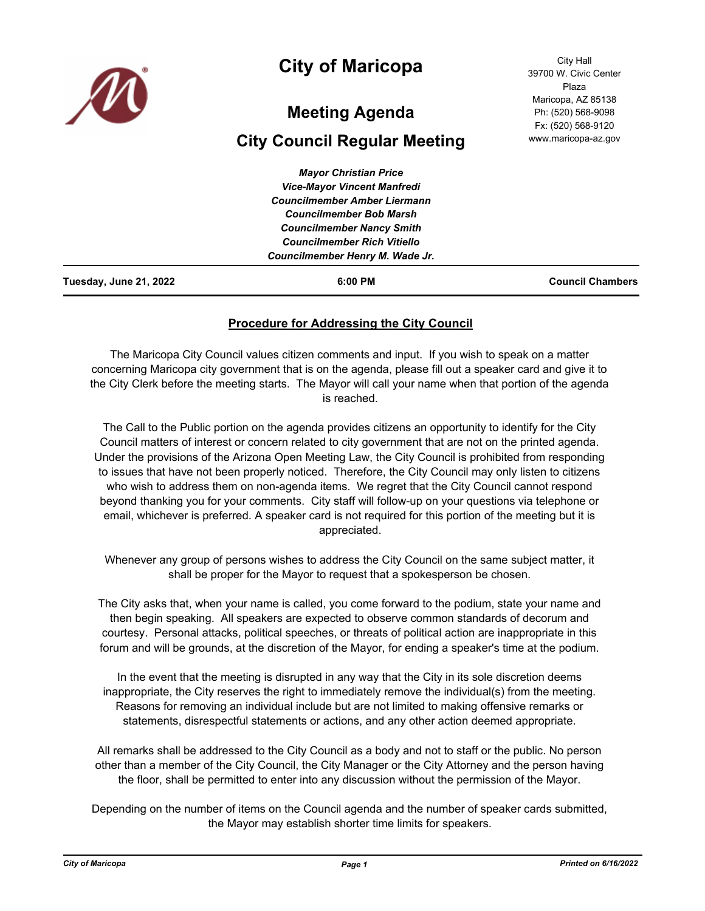# City of Maricopa

City Hall
39700 W. Civic Center Plaza
Maricopa, AZ 85138
Ph: (520) 568-9098
Fx: (520) 568-9120
www.maricopa-az.gov

## Meeting Agenda

## City Council Regular Meeting

*Mayor Christian Price*
*Vice-Mayor Vincent Manfredi*
*Councilmember Amber Liermann*
*Councilmember Bob Marsh*
*Councilmember Nancy Smith*
*Councilmember Rich Vitiello*
*Councilmember Henry M. Wade Jr.*

**Tuesday, June 21, 2022** | **6:00 PM** | **Council Chambers**

### Procedure for Addressing the City Council

The Maricopa City Council values citizen comments and input. If you wish to speak on a matter concerning Maricopa city government that is on the agenda, please fill out a speaker card and give it to the City Clerk before the meeting starts. The Mayor will call your name when that portion of the agenda is reached.

The Call to the Public portion on the agenda provides citizens an opportunity to identify for the City Council matters of interest or concern related to city government that are not on the printed agenda. Under the provisions of the Arizona Open Meeting Law, the City Council is prohibited from responding to issues that have not been properly noticed. Therefore, the City Council may only listen to citizens who wish to address them on non-agenda items. We regret that the City Council cannot respond beyond thanking you for your comments. City staff will follow-up on your questions via telephone or email, whichever is preferred. A speaker card is not required for this portion of the meeting but it is appreciated.

Whenever any group of persons wishes to address the City Council on the same subject matter, it shall be proper for the Mayor to request that a spokesperson be chosen.

The City asks that, when your name is called, you come forward to the podium, state your name and then begin speaking. All speakers are expected to observe common standards of decorum and courtesy. Personal attacks, political speeches, or threats of political action are inappropriate in this forum and will be grounds, at the discretion of the Mayor, for ending a speaker's time at the podium.

In the event that the meeting is disrupted in any way that the City in its sole discretion deems inappropriate, the City reserves the right to immediately remove the individual(s) from the meeting. Reasons for removing an individual include but are not limited to making offensive remarks or statements, disrespectful statements or actions, and any other action deemed appropriate.

All remarks shall be addressed to the City Council as a body and not to staff or the public. No person other than a member of the City Council, the City Manager or the City Attorney and the person having the floor, shall be permitted to enter into any discussion without the permission of the Mayor.

Depending on the number of items on the Council agenda and the number of speaker cards submitted, the Mayor may establish shorter time limits for speakers.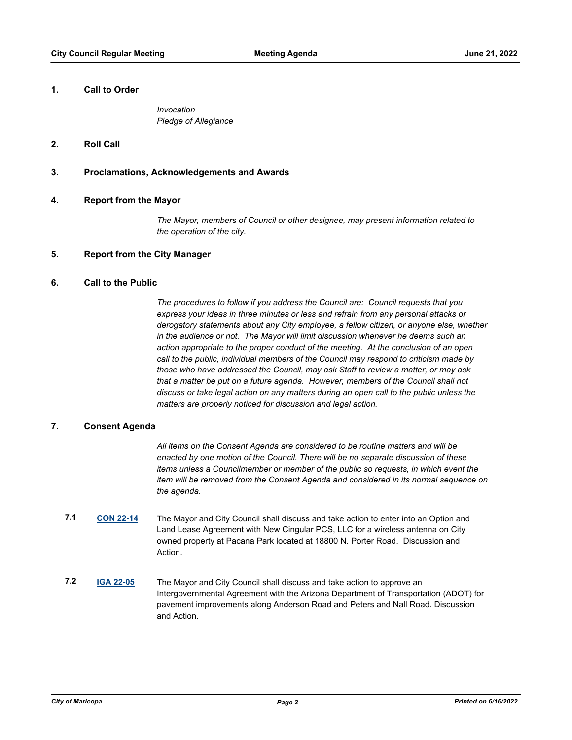## 1. Call to Order

*Invocation*
*Pledge of Allegiance*

## 2. Roll Call

## 3. Proclamations, Acknowledgements and Awards

## 4. Report from the Mayor

*The Mayor, members of Council or other designee, may present information related to the operation of the city.*

## 5. Report from the City Manager

## 6. Call to the Public

*The procedures to follow if you address the Council are: Council requests that you express your ideas in three minutes or less and refrain from any personal attacks or derogatory statements about any City employee, a fellow citizen, or anyone else, whether in the audience or not. The Mayor will limit discussion whenever he deems such an action appropriate to the proper conduct of the meeting. At the conclusion of an open call to the public, individual members of the Council may respond to criticism made by those who have addressed the Council, may ask Staff to review a matter, or may ask that a matter be put on a future agenda. However, members of the Council shall not discuss or take legal action on any matters during an open call to the public unless the matters are properly noticed for discussion and legal action.*

## 7. Consent Agenda

*All items on the Consent Agenda are considered to be routine matters and will be enacted by one motion of the Council. There will be no separate discussion of these items unless a Councilmember or member of the public so requests, in which event the item will be removed from the Consent Agenda and considered in its normal sequence on the agenda.*

**7.1** **CON 22-14** The Mayor and City Council shall discuss and take action to enter into an Option and Land Lease Agreement with New Cingular PCS, LLC for a wireless antenna on City owned property at Pacana Park located at 18800 N. Porter Road. Discussion and Action.

**7.2** **IGA 22-05** The Mayor and City Council shall discuss and take action to approve an Intergovernmental Agreement with the Arizona Department of Transportation (ADOT) for pavement improvements along Anderson Road and Peters and Nall Road. Discussion and Action.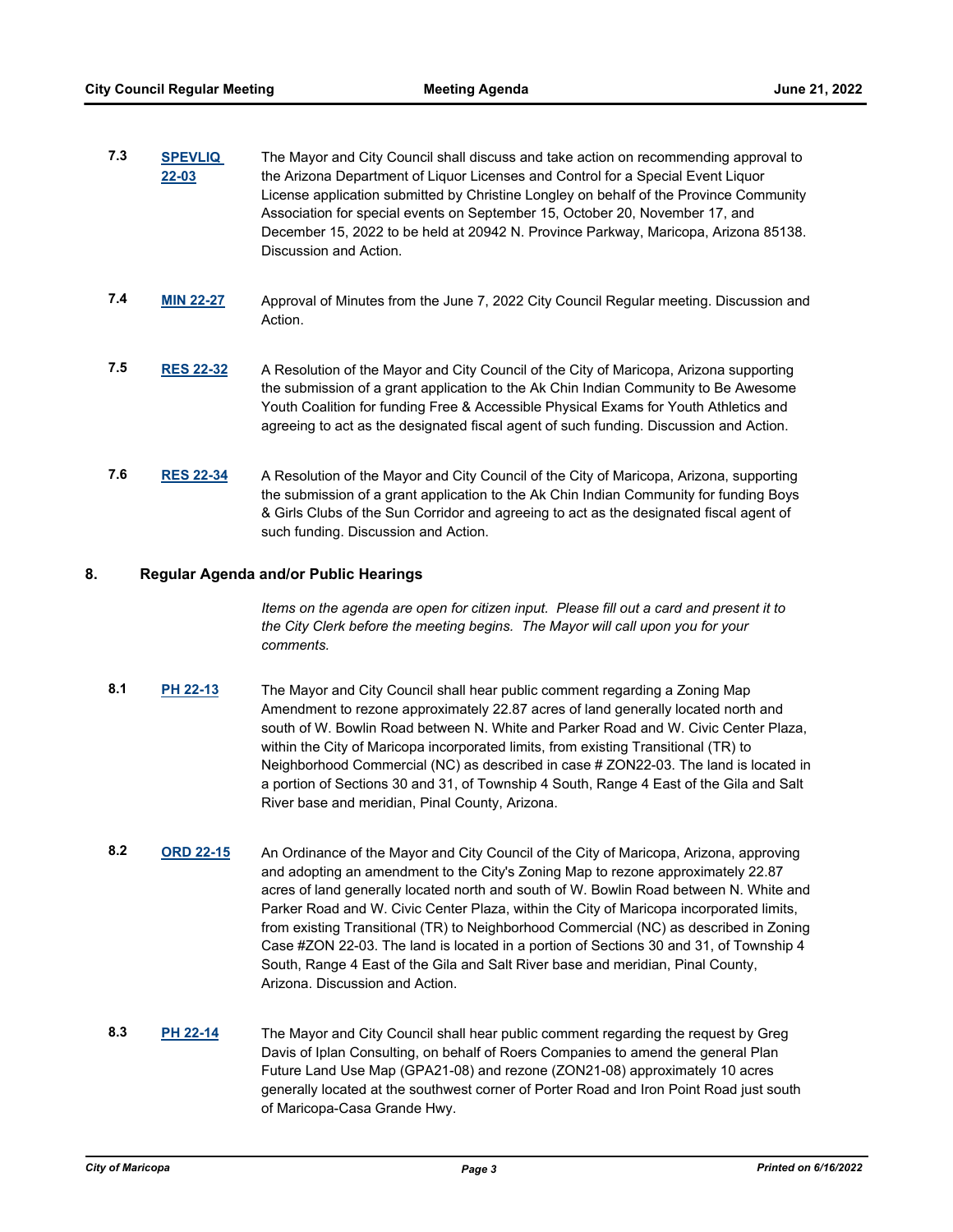**7.3** **SPEVLIQ 22-03** The Mayor and City Council shall discuss and take action on recommending approval to the Arizona Department of Liquor Licenses and Control for a Special Event Liquor License application submitted by Christine Longley on behalf of the Province Community Association for special events on September 15, October 20, November 17, and December 15, 2022 to be held at 20942 N. Province Parkway, Maricopa, Arizona 85138. Discussion and Action.

**7.4** **MIN 22-27** Approval of Minutes from the June 7, 2022 City Council Regular meeting. Discussion and Action.

**7.5** **RES 22-32** A Resolution of the Mayor and City Council of the City of Maricopa, Arizona supporting the submission of a grant application to the Ak Chin Indian Community to Be Awesome Youth Coalition for funding Free & Accessible Physical Exams for Youth Athletics and agreeing to act as the designated fiscal agent of such funding. Discussion and Action.

**7.6** **RES 22-34** A Resolution of the Mayor and City Council of the City of Maricopa, Arizona, supporting the submission of a grant application to the Ak Chin Indian Community for funding Boys & Girls Clubs of the Sun Corridor and agreeing to act as the designated fiscal agent of such funding. Discussion and Action.

## 8. Regular Agenda and/or Public Hearings

*Items on the agenda are open for citizen input. Please fill out a card and present it to the City Clerk before the meeting begins. The Mayor will call upon you for your comments.*

**8.1** **PH 22-13** The Mayor and City Council shall hear public comment regarding a Zoning Map Amendment to rezone approximately 22.87 acres of land generally located north and south of W. Bowlin Road between N. White and Parker Road and W. Civic Center Plaza, within the City of Maricopa incorporated limits, from existing Transitional (TR) to Neighborhood Commercial (NC) as described in case # ZON22-03. The land is located in a portion of Sections 30 and 31, of Township 4 South, Range 4 East of the Gila and Salt River base and meridian, Pinal County, Arizona.

**8.2** **ORD 22-15** An Ordinance of the Mayor and City Council of the City of Maricopa, Arizona, approving and adopting an amendment to the City's Zoning Map to rezone approximately 22.87 acres of land generally located north and south of W. Bowlin Road between N. White and Parker Road and W. Civic Center Plaza, within the City of Maricopa incorporated limits, from existing Transitional (TR) to Neighborhood Commercial (NC) as described in Zoning Case #ZON 22-03. The land is located in a portion of Sections 30 and 31, of Township 4 South, Range 4 East of the Gila and Salt River base and meridian, Pinal County, Arizona. Discussion and Action.

**8.3** **PH 22-14** The Mayor and City Council shall hear public comment regarding the request by Greg Davis of Iplan Consulting, on behalf of Roers Companies to amend the general Plan Future Land Use Map (GPA21-08) and rezone (ZON21-08) approximately 10 acres generally located at the southwest corner of Porter Road and Iron Point Road just south of Maricopa-Casa Grande Hwy.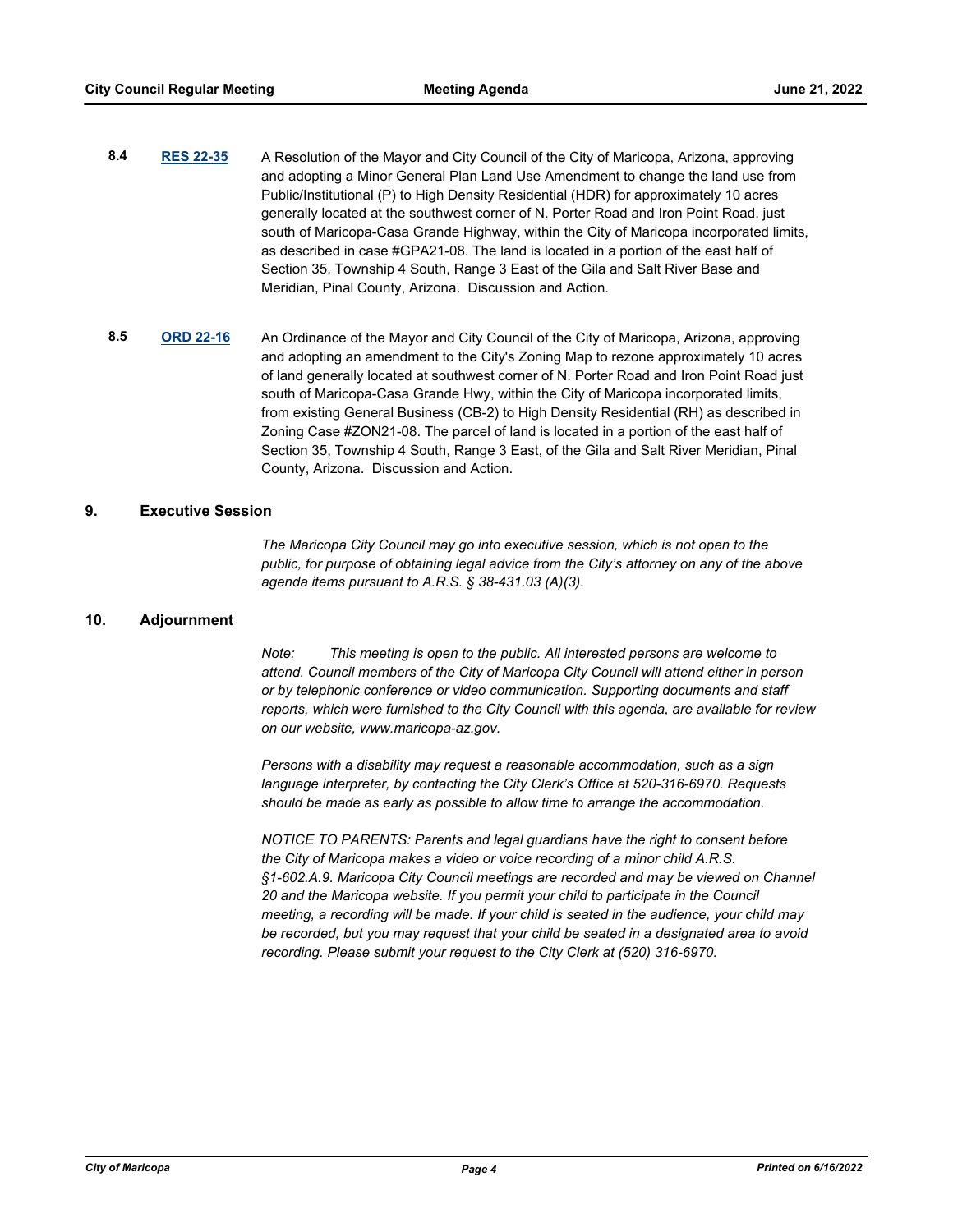**8.4** **RES 22-35** A Resolution of the Mayor and City Council of the City of Maricopa, Arizona, approving and adopting a Minor General Plan Land Use Amendment to change the land use from Public/Institutional (P) to High Density Residential (HDR) for approximately 10 acres generally located at the southwest corner of N. Porter Road and Iron Point Road, just south of Maricopa-Casa Grande Highway, within the City of Maricopa incorporated limits, as described in case #GPA21-08. The land is located in a portion of the east half of Section 35, Township 4 South, Range 3 East of the Gila and Salt River Base and Meridian, Pinal County, Arizona. Discussion and Action.

**8.5** **ORD 22-16** An Ordinance of the Mayor and City Council of the City of Maricopa, Arizona, approving and adopting an amendment to the City's Zoning Map to rezone approximately 10 acres of land generally located at southwest corner of N. Porter Road and Iron Point Road just south of Maricopa-Casa Grande Hwy, within the City of Maricopa incorporated limits, from existing General Business (CB-2) to High Density Residential (RH) as described in Zoning Case #ZON21-08. The parcel of land is located in a portion of the east half of Section 35, Township 4 South, Range 3 East, of the Gila and Salt River Meridian, Pinal County, Arizona. Discussion and Action.

## 9. Executive Session

*The Maricopa City Council may go into executive session, which is not open to the public, for purpose of obtaining legal advice from the City's attorney on any of the above agenda items pursuant to A.R.S. § 38-431.03 (A)(3).*

## 10. Adjournment

*Note: This meeting is open to the public. All interested persons are welcome to attend. Council members of the City of Maricopa City Council will attend either in person or by telephonic conference or video communication. Supporting documents and staff reports, which were furnished to the City Council with this agenda, are available for review on our website, www.maricopa-az.gov.*

*Persons with a disability may request a reasonable accommodation, such as a sign language interpreter, by contacting the City Clerk's Office at 520-316-6970. Requests should be made as early as possible to allow time to arrange the accommodation.*

*NOTICE TO PARENTS: Parents and legal guardians have the right to consent before the City of Maricopa makes a video or voice recording of a minor child A.R.S. §1-602.A.9. Maricopa City Council meetings are recorded and may be viewed on Channel 20 and the Maricopa website. If you permit your child to participate in the Council meeting, a recording will be made. If your child is seated in the audience, your child may be recorded, but you may request that your child be seated in a designated area to avoid recording. Please submit your request to the City Clerk at (520) 316-6970.*